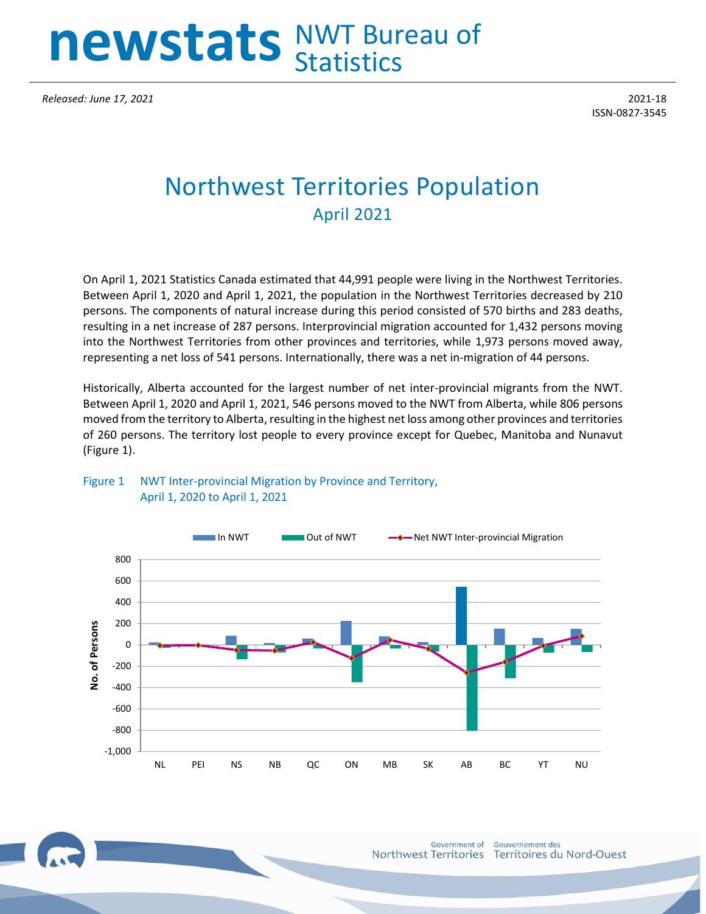# newstats NWT Bureau of Statistics

*Released: June 17, 2021*

2021-18
ISSN-0827-3545

# Northwest Territories Population

## April 2021

On April 1, 2021 Statistics Canada estimated that 44,991 people were living in the Northwest Territories. Between April 1, 2020 and April 1, 2021, the population in the Northwest Territories decreased by 210 persons. The components of natural increase during this period consisted of 570 births and 283 deaths, resulting in a net increase of 287 persons. Interprovincial migration accounted for 1,432 persons moving into the Northwest Territories from other provinces and territories, while 1,973 persons moved away, representing a net loss of 541 persons. Internationally, there was a net in-migration of 44 persons.

Historically, Alberta accounted for the largest number of net inter-provincial migrants from the NWT. Between April 1, 2020 and April 1, 2021, 546 persons moved to the NWT from Alberta, while 806 persons moved from the territory to Alberta, resulting in the highest net loss among other provinces and territories of 260 persons. The territory lost people to every province except for Quebec, Manitoba and Nunavut (Figure 1).

Figure 1 NWT Inter-provincial Migration by Province and Territory, April 1, 2020 to April 1, 2021

Government of Northwest Territories / Gouvernement des Territoires du Nord-Ouest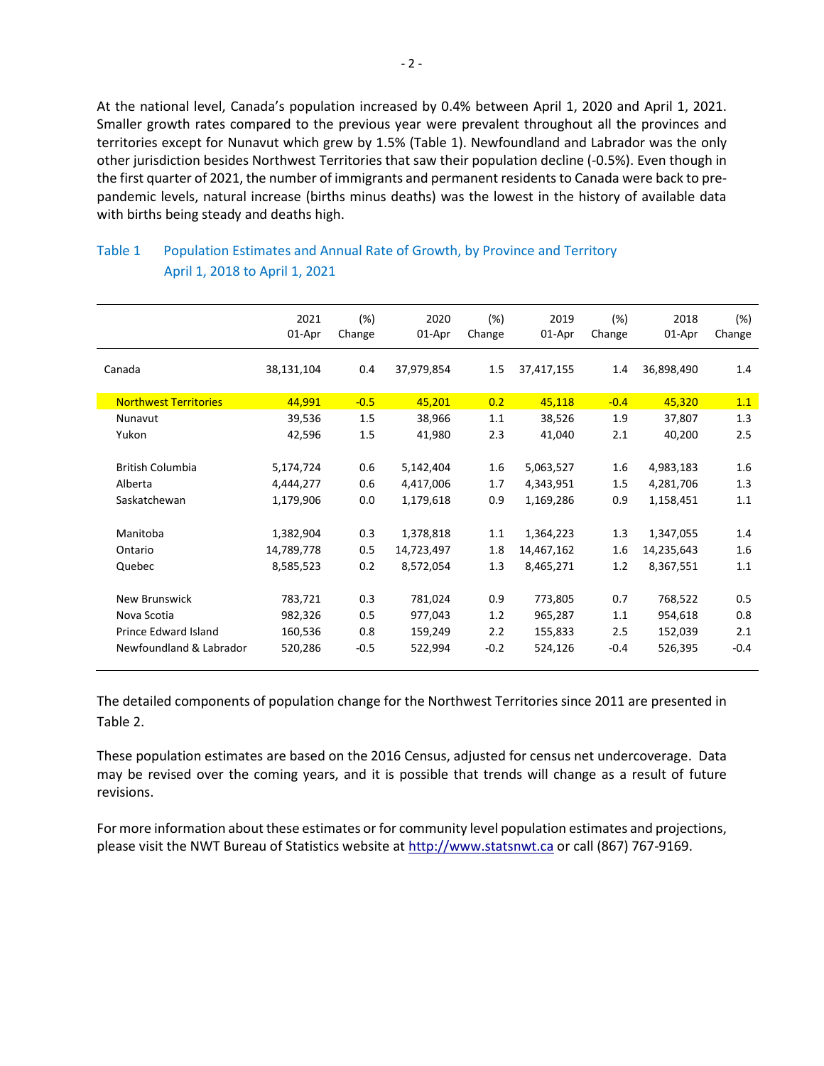At the national level, Canada's population increased by 0.4% between April 1, 2020 and April 1, 2021. Smaller growth rates compared to the previous year were prevalent throughout all the provinces and territories except for Nunavut which grew by 1.5% (Table 1). Newfoundland and Labrador was the only other jurisdiction besides Northwest Territories that saw their population decline (-0.5%). Even though in the first quarter of 2021, the number of immigrants and permanent residents to Canada were back to pre-pandemic levels, natural increase (births minus deaths) was the lowest in the history of available data with births being steady and deaths high.

Table 1 Population Estimates and Annual Rate of Growth, by Province and Territory
April 1, 2018 to April 1, 2021

| | 2021 01-Apr | (%) Change | 2020 01-Apr | (%) Change | 2019 01-Apr | (%) Change | 2018 01-Apr | (%) Change |
|---|---|---|---|---|---|---|---|---|
| Canada | 38,131,104 | 0.4 | 37,979,854 | 1.5 | 37,417,155 | 1.4 | 36,898,490 | 1.4 |
| Northwest Territories | 44,991 | -0.5 | 45,201 | 0.2 | 45,118 | -0.4 | 45,320 | 1.1 |
| Nunavut | 39,536 | 1.5 | 38,966 | 1.1 | 38,526 | 1.9 | 37,807 | 1.3 |
| Yukon | 42,596 | 1.5 | 41,980 | 2.3 | 41,040 | 2.1 | 40,200 | 2.5 |
| British Columbia | 5,174,724 | 0.6 | 5,142,404 | 1.6 | 5,063,527 | 1.6 | 4,983,183 | 1.6 |
| Alberta | 4,444,277 | 0.6 | 4,417,006 | 1.7 | 4,343,951 | 1.5 | 4,281,706 | 1.3 |
| Saskatchewan | 1,179,906 | 0.0 | 1,179,618 | 0.9 | 1,169,286 | 0.9 | 1,158,451 | 1.1 |
| Manitoba | 1,382,904 | 0.3 | 1,378,818 | 1.1 | 1,364,223 | 1.3 | 1,347,055 | 1.4 |
| Ontario | 14,789,778 | 0.5 | 14,723,497 | 1.8 | 14,467,162 | 1.6 | 14,235,643 | 1.6 |
| Quebec | 8,585,523 | 0.2 | 8,572,054 | 1.3 | 8,465,271 | 1.2 | 8,367,551 | 1.1 |
| New Brunswick | 783,721 | 0.3 | 781,024 | 0.9 | 773,805 | 0.7 | 768,522 | 0.5 |
| Nova Scotia | 982,326 | 0.5 | 977,043 | 1.2 | 965,287 | 1.1 | 954,618 | 0.8 |
| Prince Edward Island | 160,536 | 0.8 | 159,249 | 2.2 | 155,833 | 2.5 | 152,039 | 2.1 |
| Newfoundland & Labrador | 520,286 | -0.5 | 522,994 | -0.2 | 524,126 | -0.4 | 526,395 | -0.4 |

The detailed components of population change for the Northwest Territories since 2011 are presented in Table 2.

These population estimates are based on the 2016 Census, adjusted for census net undercoverage. Data may be revised over the coming years, and it is possible that trends will change as a result of future revisions.

For more information about these estimates or for community level population estimates and projections, please visit the NWT Bureau of Statistics website at [http://www.statsnwt.ca](http://www.statsnwt.ca) or call (867) 767-9169.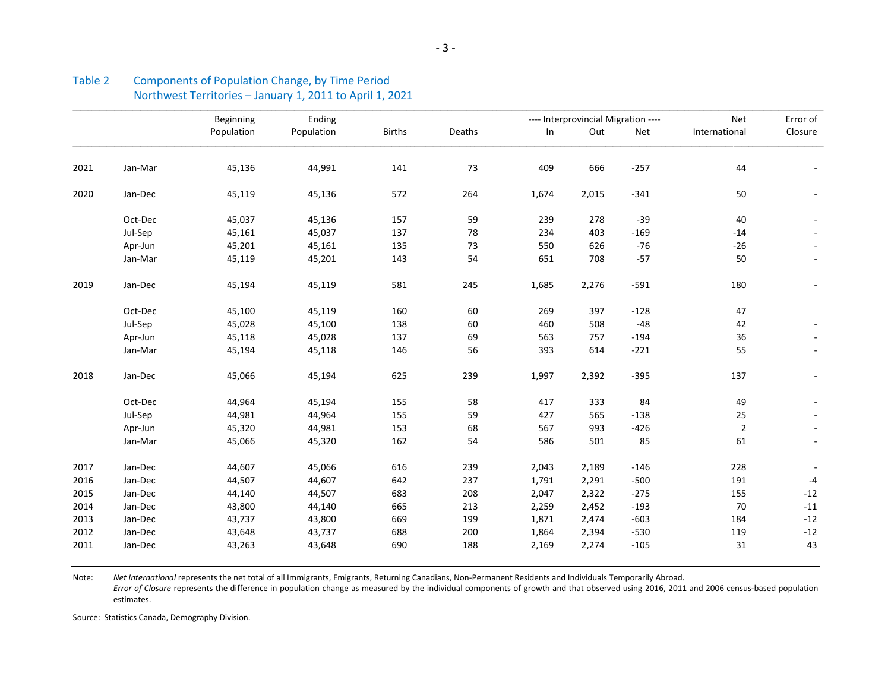## Table 2 Components of Population Change, by Time Period
### Northwest Territories – January 1, 2011 to April 1, 2021

| | | Beginning Population | Ending Population | Births | Deaths | ---- Interprovincial Migration ---- In | Out | Net | Net International | Error of Closure |
|---|---|---|---|---|---|---|---|---|---|---|
| 2021 | Jan-Mar | 45,136 | 44,991 | 141 | 73 | 409 | 666 | -257 | 44 | - |
| 2020 | Jan-Dec | 45,119 | 45,136 | 572 | 264 | 1,674 | 2,015 | -341 | 50 | - |
| | Oct-Dec | 45,037 | 45,136 | 157 | 59 | 239 | 278 | -39 | 40 | - |
| | Jul-Sep | 45,161 | 45,037 | 137 | 78 | 234 | 403 | -169 | -14 | - |
| | Apr-Jun | 45,201 | 45,161 | 135 | 73 | 550 | 626 | -76 | -26 | - |
| | Jan-Mar | 45,119 | 45,201 | 143 | 54 | 651 | 708 | -57 | 50 | - |
| 2019 | Jan-Dec | 45,194 | 45,119 | 581 | 245 | 1,685 | 2,276 | -591 | 180 | - |
| | Oct-Dec | 45,100 | 45,119 | 160 | 60 | 269 | 397 | -128 | 47 | |
| | Jul-Sep | 45,028 | 45,100 | 138 | 60 | 460 | 508 | -48 | 42 | - |
| | Apr-Jun | 45,118 | 45,028 | 137 | 69 | 563 | 757 | -194 | 36 | - |
| | Jan-Mar | 45,194 | 45,118 | 146 | 56 | 393 | 614 | -221 | 55 | - |
| 2018 | Jan-Dec | 45,066 | 45,194 | 625 | 239 | 1,997 | 2,392 | -395 | 137 | - |
| | Oct-Dec | 44,964 | 45,194 | 155 | 58 | 417 | 333 | 84 | 49 | - |
| | Jul-Sep | 44,981 | 44,964 | 155 | 59 | 427 | 565 | -138 | 25 | - |
| | Apr-Jun | 45,320 | 44,981 | 153 | 68 | 567 | 993 | -426 | 2 | - |
| | Jan-Mar | 45,066 | 45,320 | 162 | 54 | 586 | 501 | 85 | 61 | - |
| 2017 | Jan-Dec | 44,607 | 45,066 | 616 | 239 | 2,043 | 2,189 | -146 | 228 | - |
| 2016 | Jan-Dec | 44,507 | 44,607 | 642 | 237 | 1,791 | 2,291 | -500 | 191 | -4 |
| 2015 | Jan-Dec | 44,140 | 44,507 | 683 | 208 | 2,047 | 2,322 | -275 | 155 | -12 |
| 2014 | Jan-Dec | 43,800 | 44,140 | 665 | 213 | 2,259 | 2,452 | -193 | 70 | -11 |
| 2013 | Jan-Dec | 43,737 | 43,800 | 669 | 199 | 1,871 | 2,474 | -603 | 184 | -12 |
| 2012 | Jan-Dec | 43,648 | 43,737 | 688 | 200 | 1,864 | 2,394 | -530 | 119 | -12 |
| 2011 | Jan-Dec | 43,263 | 43,648 | 690 | 188 | 2,169 | 2,274 | -105 | 31 | 43 |

Note: *Net International* represents the net total of all Immigrants, Emigrants, Returning Canadians, Non-Permanent Residents and Individuals Temporarily Abroad.
*Error of Closure* represents the difference in population change as measured by the individual components of growth and that observed using 2016, 2011 and 2006 census-based population estimates.

Source: Statistics Canada, Demography Division.